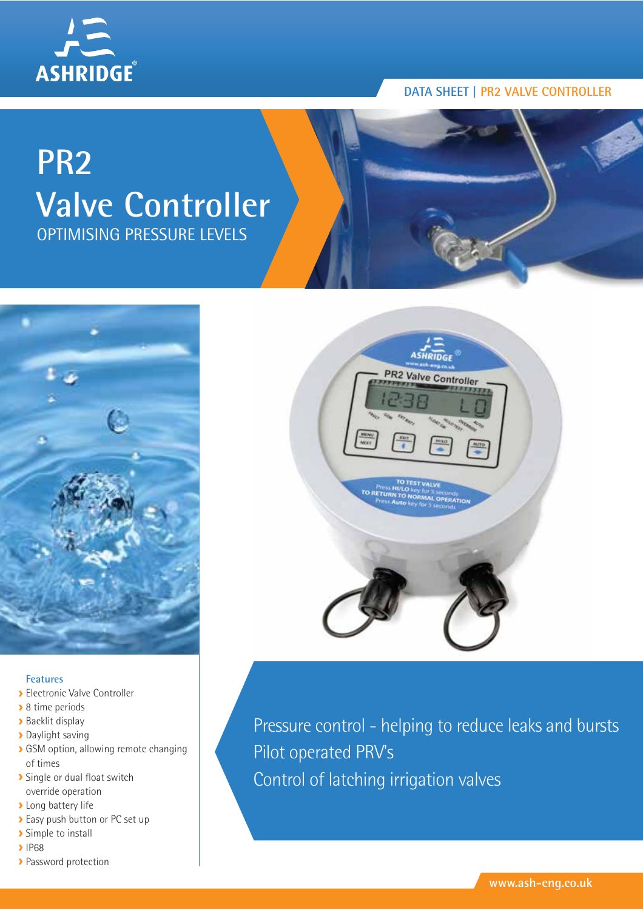ASHRIDGE

DATA SHEET | PR2 VALVE CONTROLLER

# PR2 Valve Controller

## OPTIMISING PRESSURE LEVELS

### Features

- Electronic Valve Controller
- 8 time periods
- Backlit display
- Daylight saving
- GSM option, allowing remote changing of times
- Single or dual float switch override operation
- Long battery life
- Easy push button or PC set up
- Simple to install
- IP68
- Password protection

Pressure control - helping to reduce leaks and bursts

Pilot operated PRV's

Control of latching irrigation valves

www.ash-eng.co.uk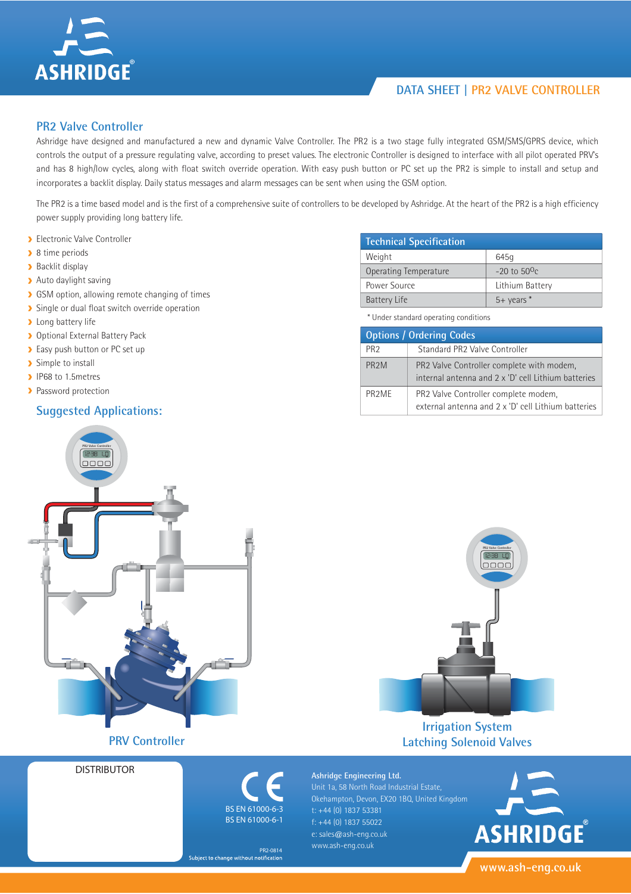ASHRIDGE®

## DATA SHEET | PR2 VALVE CONTROLLER

## PR2 Valve Controller

Ashridge have designed and manufactured a new and dynamic Valve Controller. The PR2 is a two stage fully integrated GSM/SMS/GPRS device, which controls the output of a pressure regulating valve, according to preset values. The electronic Controller is designed to interface with all pilot operated PRV's and has 8 high/low cycles, along with float switch override operation. With easy push button or PC set up the PR2 is simple to install and setup and incorporates a backlit display. Daily status messages and alarm messages can be sent when using the GSM option.

The PR2 is a time based model and is the first of a comprehensive suite of controllers to be developed by Ashridge. At the heart of the PR2 is a high efficiency power supply providing long battery life.

- Electronic Valve Controller
- 8 time periods
- Backlit display
- Auto daylight saving
- GSM option, allowing remote changing of times
- Single or dual float switch override operation
- Long battery life
- Optional External Battery Pack
- Easy push button or PC set up
- Simple to install
- IP68 to 1.5metres
- Password protection

| Technical Specification | |
|---|---|
| Weight | 645g |
| Operating Temperature | -20 to 50⁰c |
| Power Source | Lithium Battery |
| Battery Life | 5+ years * |

\* Under standard operating conditions

| Options / Ordering Codes | |
|---|---|
| PR2 | Standard PR2 Valve Controller |
| PR2M | PR2 Valve Controller complete with modem, internal antenna and 2 x 'D' cell Lithium batteries |
| PR2ME | PR2 Valve Controller complete modem, external antenna and 2 x 'D' cell Lithium batteries |

## Suggested Applications:

PRV Controller

Irrigation System Latching Solenoid Valves

DISTRIBUTOR

BS EN 61000-6-3
BS EN 61000-6-1

PR2-0814
Subject to change without notification

**Ashridge Engineering Ltd.**
Unit 1a, 58 North Road Industrial Estate,
Okehampton, Devon, EX20 1BQ, United Kingdom
t: +44 (0) 1837 53381
f: +44 (0) 1837 55022
e: sales@ash-eng.co.uk
www.ash-eng.co.uk

www.ash-eng.co.uk